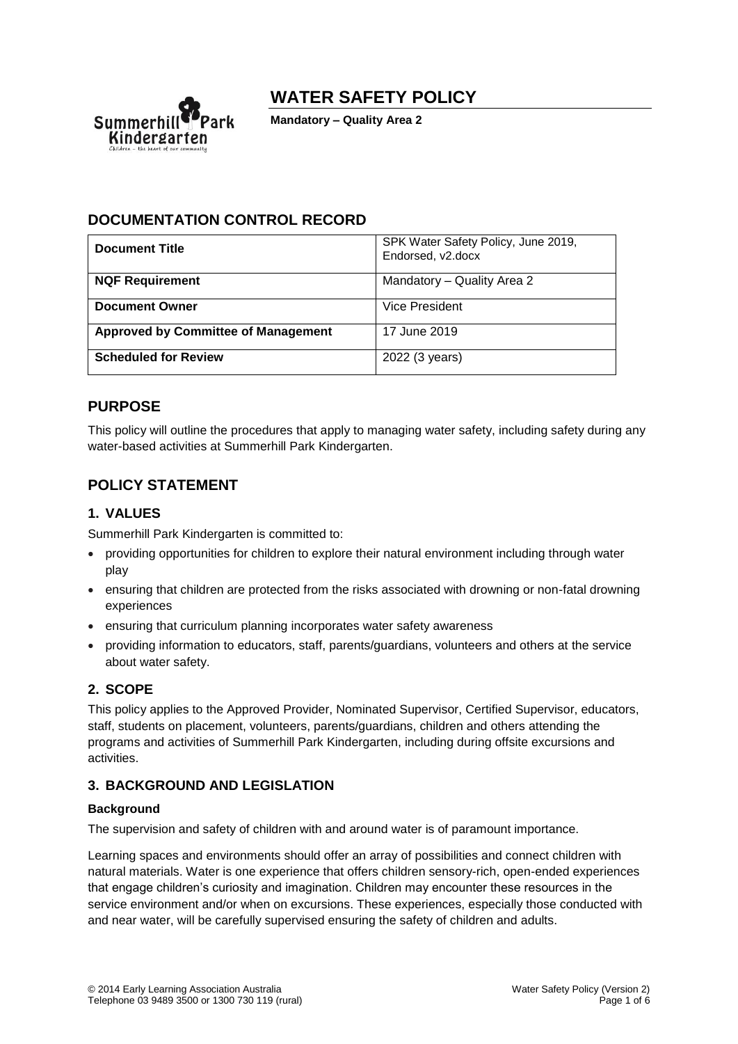# WATER SAFETY POLICY

**Mandatory – Quality Area 2**

## DOCUMENTATION CONTROL RECORD

| **Document Title** | SPK Water Safety Policy, June 2019, Endorsed, v2.docx |
| --- | --- |
| **NQF Requirement** | Mandatory – Quality Area 2 |
| **Document Owner** | Vice President |
| **Approved by Committee of Management** | 17 June 2019 |
| **Scheduled for Review** | 2022 (3 years) |

## PURPOSE

This policy will outline the procedures that apply to managing water safety, including safety during any water-based activities at Summerhill Park Kindergarten.

## POLICY STATEMENT

### 1. VALUES

Summerhill Park Kindergarten is committed to:

- providing opportunities for children to explore their natural environment including through water play
- ensuring that children are protected from the risks associated with drowning or non-fatal drowning experiences
- ensuring that curriculum planning incorporates water safety awareness
- providing information to educators, staff, parents/guardians, volunteers and others at the service about water safety.

### 2. SCOPE

This policy applies to the Approved Provider, Nominated Supervisor, Certified Supervisor, educators, staff, students on placement, volunteers, parents/guardians, children and others attending the programs and activities of Summerhill Park Kindergarten, including during offsite excursions and activities.

### 3. BACKGROUND AND LEGISLATION

**Background**

The supervision and safety of children with and around water is of paramount importance.

Learning spaces and environments should offer an array of possibilities and connect children with natural materials. Water is one experience that offers children sensory-rich, open-ended experiences that engage children's curiosity and imagination. Children may encounter these resources in the service environment and/or when on excursions. These experiences, especially those conducted with and near water, will be carefully supervised ensuring the safety of children and adults.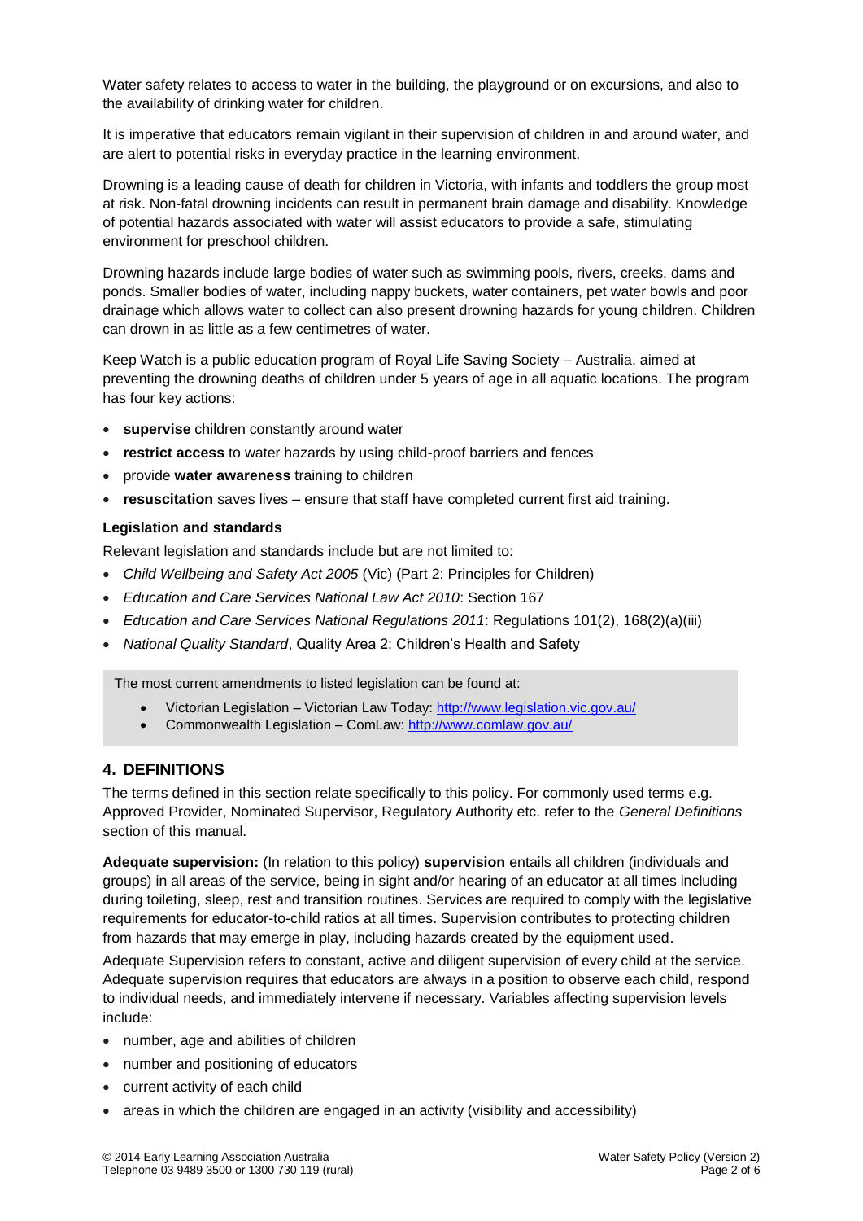Water safety relates to access to water in the building, the playground or on excursions, and also to the availability of drinking water for children.

It is imperative that educators remain vigilant in their supervision of children in and around water, and are alert to potential risks in everyday practice in the learning environment.

Drowning is a leading cause of death for children in Victoria, with infants and toddlers the group most at risk. Non-fatal drowning incidents can result in permanent brain damage and disability. Knowledge of potential hazards associated with water will assist educators to provide a safe, stimulating environment for preschool children.

Drowning hazards include large bodies of water such as swimming pools, rivers, creeks, dams and ponds. Smaller bodies of water, including nappy buckets, water containers, pet water bowls and poor drainage which allows water to collect can also present drowning hazards for young children. Children can drown in as little as a few centimetres of water.

Keep Watch is a public education program of Royal Life Saving Society – Australia, aimed at preventing the drowning deaths of children under 5 years of age in all aquatic locations. The program has four key actions:

- **supervise** children constantly around water
- **restrict access** to water hazards by using child-proof barriers and fences
- provide **water awareness** training to children
- **resuscitation** saves lives – ensure that staff have completed current first aid training.

**Legislation and standards**

Relevant legislation and standards include but are not limited to:

- *Child Wellbeing and Safety Act 2005* (Vic) (Part 2: Principles for Children)
- *Education and Care Services National Law Act 2010*: Section 167
- *Education and Care Services National Regulations 2011*: Regulations 101(2), 168(2)(a)(iii)
- *National Quality Standard*, Quality Area 2: Children's Health and Safety

> The most current amendments to listed legislation can be found at:
>
> - Victorian Legislation – Victorian Law Today: http://www.legislation.vic.gov.au/
> - Commonwealth Legislation – ComLaw: http://www.comlaw.gov.au/

## 4. DEFINITIONS

The terms defined in this section relate specifically to this policy. For commonly used terms e.g. Approved Provider, Nominated Supervisor, Regulatory Authority etc. refer to the *General Definitions* section of this manual.

**Adequate supervision:** (In relation to this policy) **supervision** entails all children (individuals and groups) in all areas of the service, being in sight and/or hearing of an educator at all times including during toileting, sleep, rest and transition routines. Services are required to comply with the legislative requirements for educator-to-child ratios at all times. Supervision contributes to protecting children from hazards that may emerge in play, including hazards created by the equipment used.

Adequate Supervision refers to constant, active and diligent supervision of every child at the service. Adequate supervision requires that educators are always in a position to observe each child, respond to individual needs, and immediately intervene if necessary. Variables affecting supervision levels include:

- number, age and abilities of children
- number and positioning of educators
- current activity of each child
- areas in which the children are engaged in an activity (visibility and accessibility)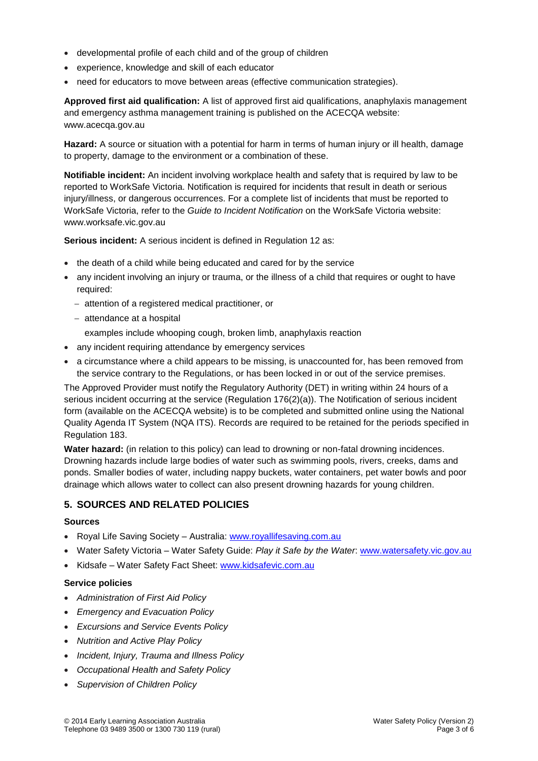- developmental profile of each child and of the group of children
- experience, knowledge and skill of each educator
- need for educators to move between areas (effective communication strategies).

**Approved first aid qualification:** A list of approved first aid qualifications, anaphylaxis management and emergency asthma management training is published on the ACECQA website: www.acecqa.gov.au

**Hazard:** A source or situation with a potential for harm in terms of human injury or ill health, damage to property, damage to the environment or a combination of these.

**Notifiable incident:** An incident involving workplace health and safety that is required by law to be reported to WorkSafe Victoria. Notification is required for incidents that result in death or serious injury/illness, or dangerous occurrences. For a complete list of incidents that must be reported to WorkSafe Victoria, refer to the *Guide to Incident Notification* on the WorkSafe Victoria website: www.worksafe.vic.gov.au

**Serious incident:** A serious incident is defined in Regulation 12 as:

- the death of a child while being educated and cared for by the service
- any incident involving an injury or trauma, or the illness of a child that requires or ought to have required:
  - attention of a registered medical practitioner, or
  - attendance at a hospital

  examples include whooping cough, broken limb, anaphylaxis reaction
- any incident requiring attendance by emergency services
- a circumstance where a child appears to be missing, is unaccounted for, has been removed from the service contrary to the Regulations, or has been locked in or out of the service premises.

The Approved Provider must notify the Regulatory Authority (DET) in writing within 24 hours of a serious incident occurring at the service (Regulation 176(2)(a)). The Notification of serious incident form (available on the ACECQA website) is to be completed and submitted online using the National Quality Agenda IT System (NQA ITS). Records are required to be retained for the periods specified in Regulation 183.

**Water hazard:** (in relation to this policy) can lead to drowning or non-fatal drowning incidences. Drowning hazards include large bodies of water such as swimming pools, rivers, creeks, dams and ponds. Smaller bodies of water, including nappy buckets, water containers, pet water bowls and poor drainage which allows water to collect can also present drowning hazards for young children.

## 5. SOURCES AND RELATED POLICIES

### Sources

- Royal Life Saving Society – Australia: www.royallifesaving.com.au
- Water Safety Victoria – Water Safety Guide: *Play it Safe by the Water*: www.watersafety.vic.gov.au
- Kidsafe – Water Safety Fact Sheet: www.kidsafevic.com.au

### Service policies

- *Administration of First Aid Policy*
- *Emergency and Evacuation Policy*
- *Excursions and Service Events Policy*
- *Nutrition and Active Play Policy*
- *Incident, Injury, Trauma and Illness Policy*
- *Occupational Health and Safety Policy*
- *Supervision of Children Policy*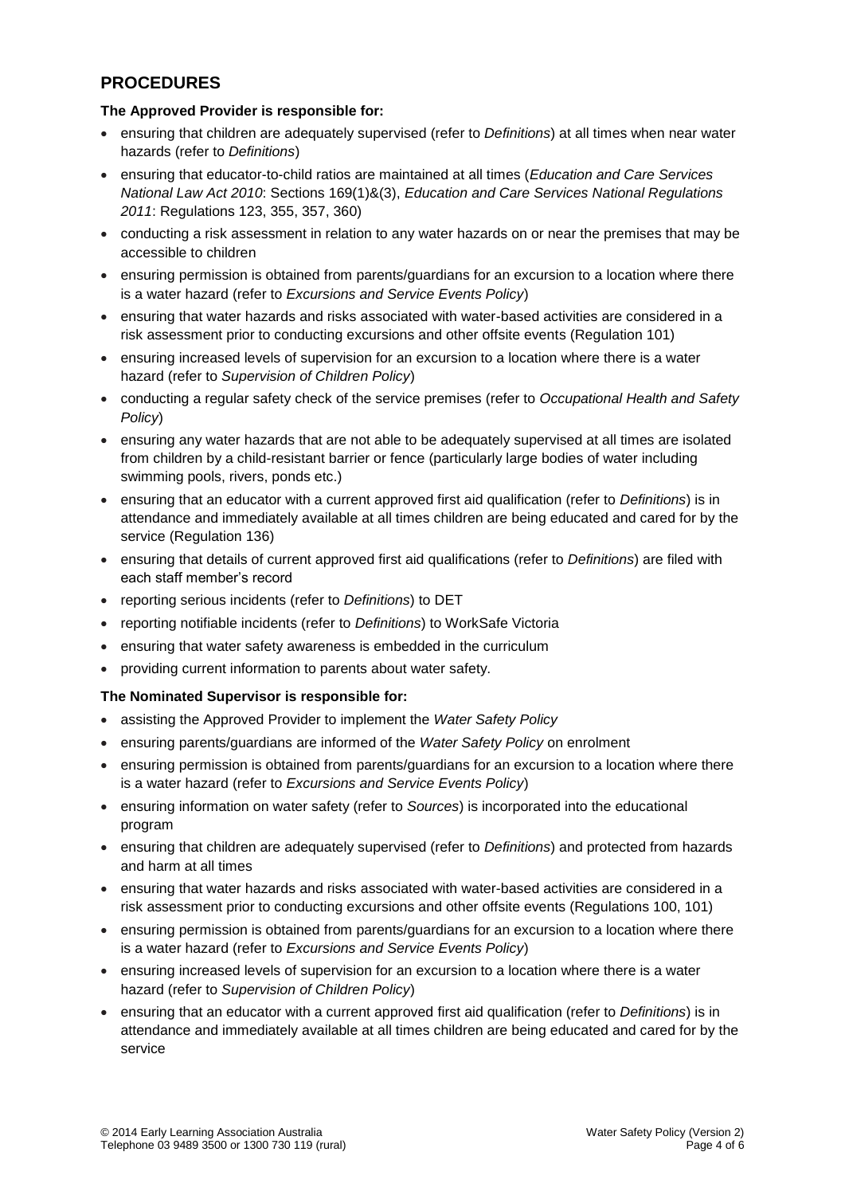## PROCEDURES

**The Approved Provider is responsible for:**

- ensuring that children are adequately supervised (refer to *Definitions*) at all times when near water hazards (refer to *Definitions*)
- ensuring that educator-to-child ratios are maintained at all times (*Education and Care Services National Law Act 2010*: Sections 169(1)&(3), *Education and Care Services National Regulations 2011*: Regulations 123, 355, 357, 360)
- conducting a risk assessment in relation to any water hazards on or near the premises that may be accessible to children
- ensuring permission is obtained from parents/guardians for an excursion to a location where there is a water hazard (refer to *Excursions and Service Events Policy*)
- ensuring that water hazards and risks associated with water-based activities are considered in a risk assessment prior to conducting excursions and other offsite events (Regulation 101)
- ensuring increased levels of supervision for an excursion to a location where there is a water hazard (refer to *Supervision of Children Policy*)
- conducting a regular safety check of the service premises (refer to *Occupational Health and Safety Policy*)
- ensuring any water hazards that are not able to be adequately supervised at all times are isolated from children by a child-resistant barrier or fence (particularly large bodies of water including swimming pools, rivers, ponds etc.)
- ensuring that an educator with a current approved first aid qualification (refer to *Definitions*) is in attendance and immediately available at all times children are being educated and cared for by the service (Regulation 136)
- ensuring that details of current approved first aid qualifications (refer to *Definitions*) are filed with each staff member's record
- reporting serious incidents (refer to *Definitions*) to DET
- reporting notifiable incidents (refer to *Definitions*) to WorkSafe Victoria
- ensuring that water safety awareness is embedded in the curriculum
- providing current information to parents about water safety.

**The Nominated Supervisor is responsible for:**

- assisting the Approved Provider to implement the *Water Safety Policy*
- ensuring parents/guardians are informed of the *Water Safety Policy* on enrolment
- ensuring permission is obtained from parents/guardians for an excursion to a location where there is a water hazard (refer to *Excursions and Service Events Policy*)
- ensuring information on water safety (refer to *Sources*) is incorporated into the educational program
- ensuring that children are adequately supervised (refer to *Definitions*) and protected from hazards and harm at all times
- ensuring that water hazards and risks associated with water-based activities are considered in a risk assessment prior to conducting excursions and other offsite events (Regulations 100, 101)
- ensuring permission is obtained from parents/guardians for an excursion to a location where there is a water hazard (refer to *Excursions and Service Events Policy*)
- ensuring increased levels of supervision for an excursion to a location where there is a water hazard (refer to *Supervision of Children Policy*)
- ensuring that an educator with a current approved first aid qualification (refer to *Definitions*) is in attendance and immediately available at all times children are being educated and cared for by the service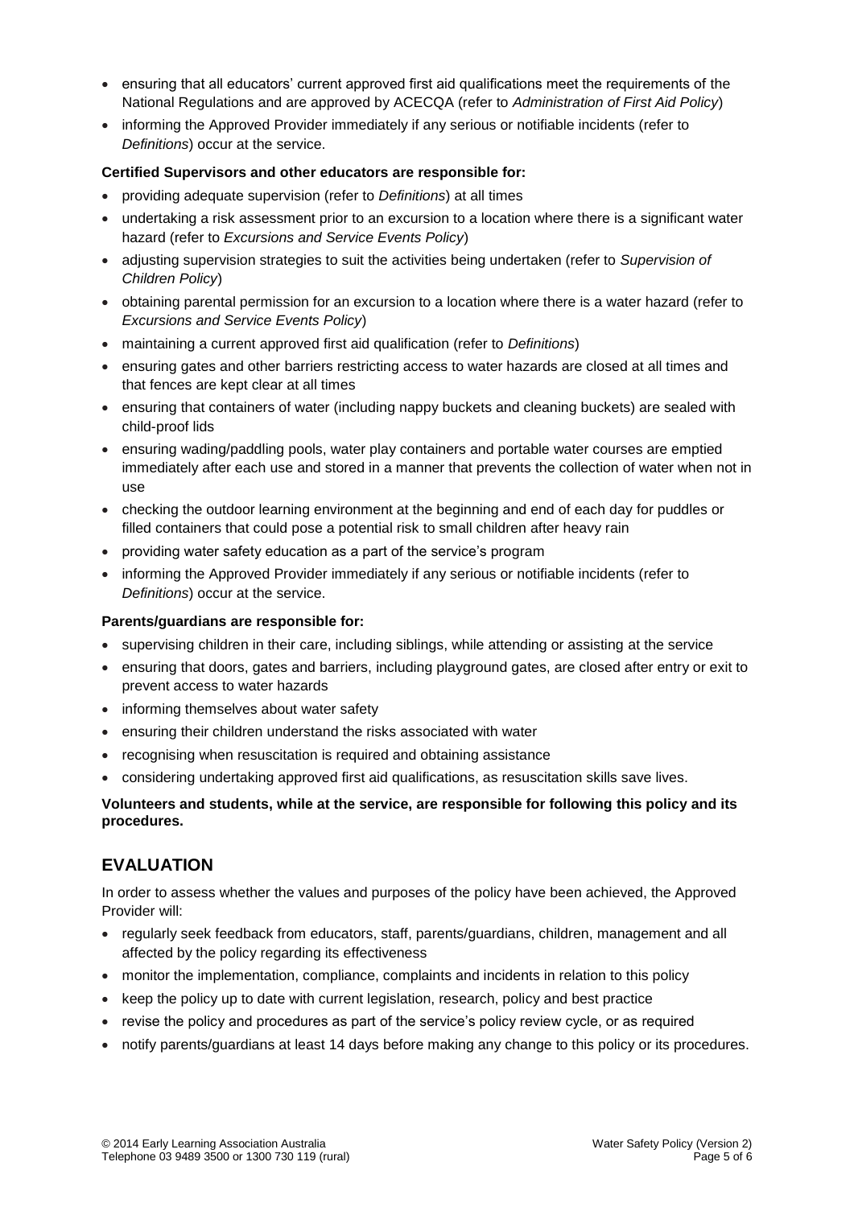- ensuring that all educators' current approved first aid qualifications meet the requirements of the National Regulations and are approved by ACECQA (refer to *Administration of First Aid Policy*)
- informing the Approved Provider immediately if any serious or notifiable incidents (refer to *Definitions*) occur at the service.

**Certified Supervisors and other educators are responsible for:**

- providing adequate supervision (refer to *Definitions*) at all times
- undertaking a risk assessment prior to an excursion to a location where there is a significant water hazard (refer to *Excursions and Service Events Policy*)
- adjusting supervision strategies to suit the activities being undertaken (refer to *Supervision of Children Policy*)
- obtaining parental permission for an excursion to a location where there is a water hazard (refer to *Excursions and Service Events Policy*)
- maintaining a current approved first aid qualification (refer to *Definitions*)
- ensuring gates and other barriers restricting access to water hazards are closed at all times and that fences are kept clear at all times
- ensuring that containers of water (including nappy buckets and cleaning buckets) are sealed with child-proof lids
- ensuring wading/paddling pools, water play containers and portable water courses are emptied immediately after each use and stored in a manner that prevents the collection of water when not in use
- checking the outdoor learning environment at the beginning and end of each day for puddles or filled containers that could pose a potential risk to small children after heavy rain
- providing water safety education as a part of the service's program
- informing the Approved Provider immediately if any serious or notifiable incidents (refer to *Definitions*) occur at the service.

**Parents/guardians are responsible for:**

- supervising children in their care, including siblings, while attending or assisting at the service
- ensuring that doors, gates and barriers, including playground gates, are closed after entry or exit to prevent access to water hazards
- informing themselves about water safety
- ensuring their children understand the risks associated with water
- recognising when resuscitation is required and obtaining assistance
- considering undertaking approved first aid qualifications, as resuscitation skills save lives.

**Volunteers and students, while at the service, are responsible for following this policy and its procedures.**

## EVALUATION

In order to assess whether the values and purposes of the policy have been achieved, the Approved Provider will:

- regularly seek feedback from educators, staff, parents/guardians, children, management and all affected by the policy regarding its effectiveness
- monitor the implementation, compliance, complaints and incidents in relation to this policy
- keep the policy up to date with current legislation, research, policy and best practice
- revise the policy and procedures as part of the service's policy review cycle, or as required
- notify parents/guardians at least 14 days before making any change to this policy or its procedures.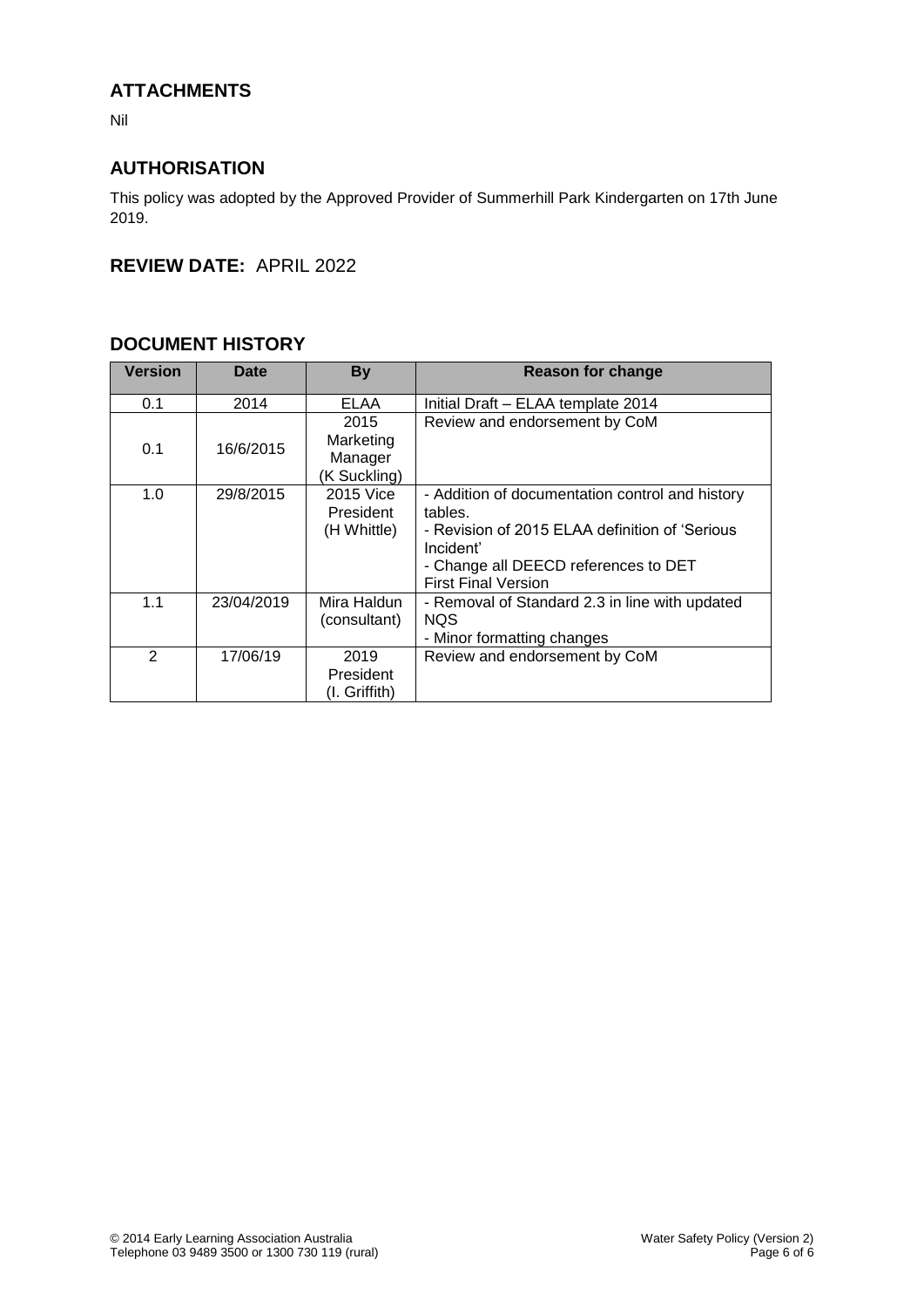## ATTACHMENTS

Nil

## AUTHORISATION

This policy was adopted by the Approved Provider of Summerhill Park Kindergarten on 17th June 2019.

## REVIEW DATE: APRIL 2022

## DOCUMENT HISTORY

| Version | Date | By | Reason for change |
|---|---|---|---|
| 0.1 | 2014 | ELAA | Initial Draft – ELAA template 2014 |
| 0.1 | 16/6/2015 | 2015 Marketing Manager (K Suckling) | Review and endorsement by CoM |
| 1.0 | 29/8/2015 | 2015 Vice President (H Whittle) | - Addition of documentation control and history tables.<br>- Revision of 2015 ELAA definition of 'Serious Incident'<br>- Change all DEECD references to DET<br>First Final Version |
| 1.1 | 23/04/2019 | Mira Haldun (consultant) | - Removal of Standard 2.3 in line with updated NQS<br>- Minor formatting changes |
| 2 | 17/06/19 | 2019 President (I. Griffith) | Review and endorsement by CoM |